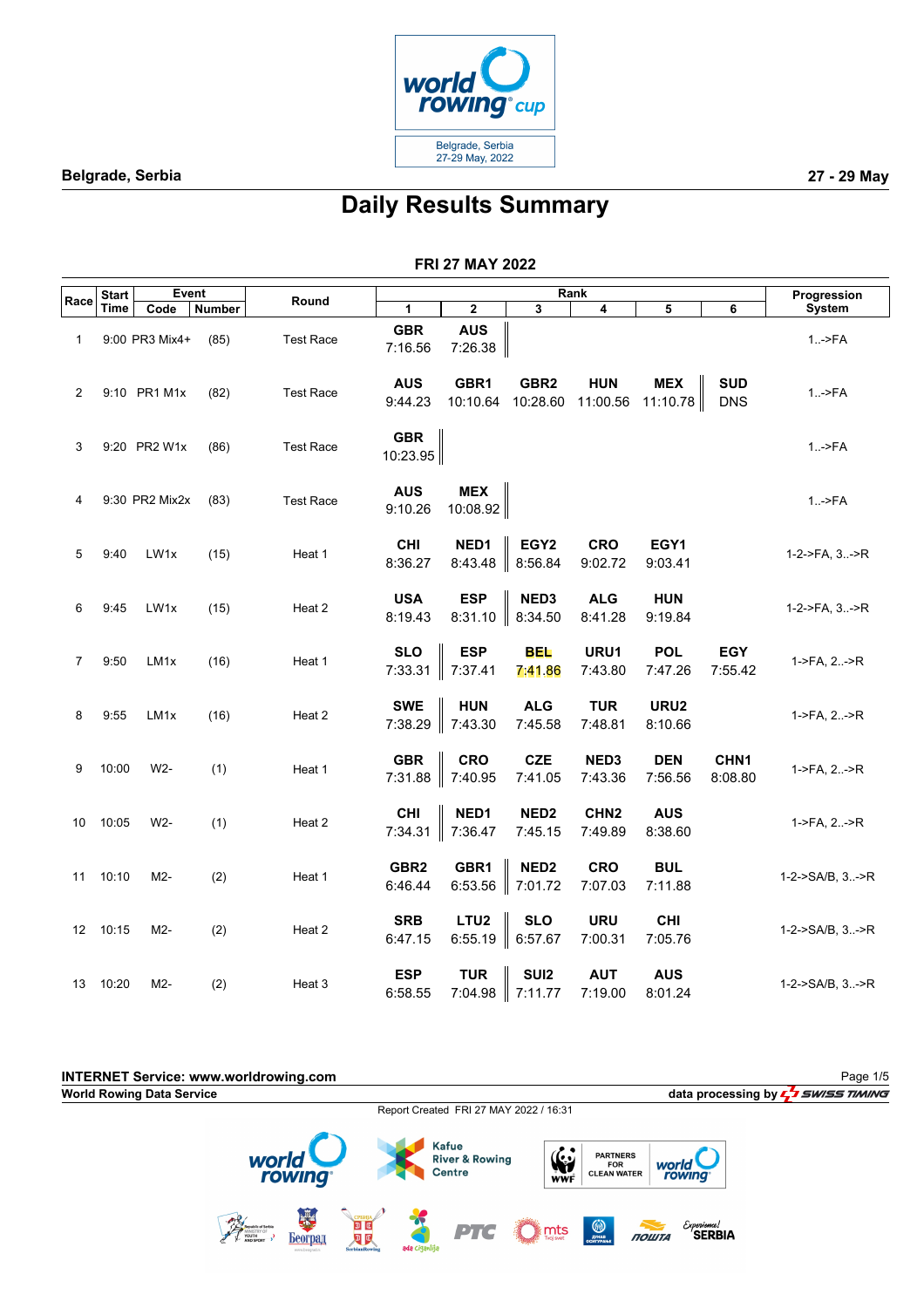Belgrade, Serbia

27 - 29 May

# Daily Results Summary

## FRI 27 MAY 2022

| Race | Start Time | Event Code | Event Number | Round | Rank 1 | Rank 2 | Rank 3 | Rank 4 | Rank 5 | Rank 6 | Progression System |
|---|---|---|---|---|---|---|---|---|---|---|---|
| 1 | 9:00 | PR3 Mix4+ | (85) | Test Race | GBR 7:16.56 | AUS 7:26.38 | | | | | 1..->FA |
| 2 | 9:10 | PR1 M1x | (82) | Test Race | AUS 9:44.23 | GBR1 10:10.64 | GBR2 10:28.60 | HUN 11:00.56 | MEX 11:10.78 | SUD DNS | 1..->FA |
| 3 | 9:20 | PR2 W1x | (86) | Test Race | GBR 10:23.95 | | | | | | 1..->FA |
| 4 | 9:30 | PR2 Mix2x | (83) | Test Race | AUS 9:10.26 | MEX 10:08.92 | | | | | 1..->FA |
| 5 | 9:40 | LW1x | (15) | Heat 1 | CHI 8:36.27 | NED1 8:43.48 | EGY2 8:56.84 | CRO 9:02.72 | EGY1 9:03.41 | | 1-2->FA, 3..->R |
| 6 | 9:45 | LW1x | (15) | Heat 2 | USA 8:19.43 | ESP 8:31.10 | NED3 8:34.50 | ALG 8:41.28 | HUN 9:19.84 | | 1-2->FA, 3..->R |
| 7 | 9:50 | LM1x | (16) | Heat 1 | SLO 7:33.31 | ESP 7:37.41 | BEL 7:41.86 | URU1 7:43.80 | POL 7:47.26 | EGY 7:55.42 | 1->FA, 2..->R |
| 8 | 9:55 | LM1x | (16) | Heat 2 | SWE 7:38.29 | HUN 7:43.30 | ALG 7:45.58 | TUR 7:48.81 | URU2 8:10.66 | | 1->FA, 2..->R |
| 9 | 10:00 | W2- | (1) | Heat 1 | GBR 7:31.88 | CRO 7:40.95 | CZE 7:41.05 | NED3 7:43.36 | DEN 7:56.56 | CHN1 8:08.80 | 1->FA, 2..->R |
| 10 | 10:05 | W2- | (1) | Heat 2 | CHI 7:34.31 | NED1 7:36.47 | NED2 7:45.15 | CHN2 7:49.89 | AUS 8:38.60 | | 1->FA, 2..->R |
| 11 | 10:10 | M2- | (2) | Heat 1 | GBR2 6:46.44 | GBR1 6:53.56 | NED2 7:01.72 | CRO 7:07.03 | BUL 7:11.88 | | 1-2->SA/B, 3..->R |
| 12 | 10:15 | M2- | (2) | Heat 2 | SRB 6:47.15 | LTU2 6:55.19 | SLO 6:57.67 | URU 7:00.31 | CHI 7:05.76 | | 1-2->SA/B, 3..->R |
| 13 | 10:20 | M2- | (2) | Heat 3 | ESP 6:58.55 | TUR 7:04.98 | SUI2 7:11.77 | AUT 7:19.00 | AUS 8:01.24 | | 1-2->SA/B, 3..->R |

INTERNET Service: www.worldrowing.com

World Rowing Data Service

data processing by SWISS TIMING

Report Created FRI 27 MAY 2022 / 16:31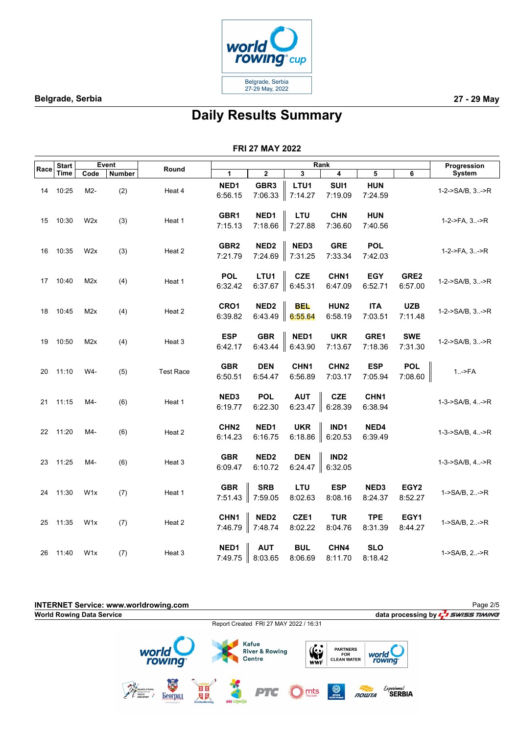# Daily Results Summary

Belgrade, Serbia — 27 - 29 May

## FRI 27 MAY 2022

| Race | Start Time | Event Code | Event Number | Round | Rank 1 | Rank 2 | Rank 3 | Rank 4 | Rank 5 | Rank 6 | Progression System |
|---|---|---|---|---|---|---|---|---|---|---|---|
| 14 | 10:25 | M2- | (2) | Heat 4 | NED1 6:56.15 | GBR3 7:06.33 | LTU1 7:14.27 | SUI1 7:19.09 | HUN 7:24.59 | | 1-2->SA/B, 3..->R |
| 15 | 10:30 | W2x | (3) | Heat 1 | GBR1 7:15.13 | NED1 7:18.66 | LTU 7:27.88 | CHN 7:36.60 | HUN 7:40.56 | | 1-2->FA, 3..->R |
| 16 | 10:35 | W2x | (3) | Heat 2 | GBR2 7:21.79 | NED2 7:24.69 | NED3 7:31.25 | GRE 7:33.34 | POL 7:42.03 | | 1-2->FA, 3..->R |
| 17 | 10:40 | M2x | (4) | Heat 1 | POL 6:32.42 | LTU1 6:37.67 | CZE 6:45.31 | CHN1 6:47.09 | EGY 6:52.71 | GRE2 6:57.00 | 1-2->SA/B, 3..->R |
| 18 | 10:45 | M2x | (4) | Heat 2 | CRO1 6:39.82 | NED2 6:43.49 | BEL 6:55.64 | HUN2 6:58.19 | ITA 7:03.51 | UZB 7:11.48 | 1-2->SA/B, 3..->R |
| 19 | 10:50 | M2x | (4) | Heat 3 | ESP 6:42.17 | GBR 6:43.44 | NED1 6:43.90 | UKR 7:13.67 | GRE1 7:18.36 | SWE 7:31.30 | 1-2->SA/B, 3..->R |
| 20 | 11:10 | W4- | (5) | Test Race | GBR 6:50.51 | DEN 6:54.47 | CHN1 6:56.89 | CHN2 7:03.17 | ESP 7:05.94 | POL 7:08.60 | 1..->FA |
| 21 | 11:15 | M4- | (6) | Heat 1 | NED3 6:19.77 | POL 6:22.30 | AUT 6:23.47 | CZE 6:28.39 | CHN1 6:38.94 | | 1-3->SA/B, 4..->R |
| 22 | 11:20 | M4- | (6) | Heat 2 | CHN2 6:14.23 | NED1 6:16.75 | UKR 6:18.86 | IND1 6:20.53 | NED4 6:39.49 | | 1-3->SA/B, 4..->R |
| 23 | 11:25 | M4- | (6) | Heat 3 | GBR 6:09.47 | NED2 6:10.72 | DEN 6:24.47 | IND2 6:32.05 | | | 1-3->SA/B, 4..->R |
| 24 | 11:30 | W1x | (7) | Heat 1 | GBR 7:51.43 | SRB 7:59.05 | LTU 8:02.63 | ESP 8:08.16 | NED3 8:24.37 | EGY2 8:52.27 | 1->SA/B, 2..->R |
| 25 | 11:35 | W1x | (7) | Heat 2 | CHN1 7:46.79 | NED2 7:48.74 | CZE1 8:02.22 | TUR 8:04.76 | TPE 8:31.39 | EGY1 8:44.27 | 1->SA/B, 2..->R |
| 26 | 11:40 | W1x | (7) | Heat 3 | NED1 7:49.75 | AUT 8:03.65 | BUL 8:06.69 | CHN4 8:11.70 | SLO 8:18.42 | | 1->SA/B, 2..->R |

INTERNET Service: www.worldrowing.com

World Rowing Data Service — data processing by SWISS TIMING

Report Created FRI 27 MAY 2022 / 16:31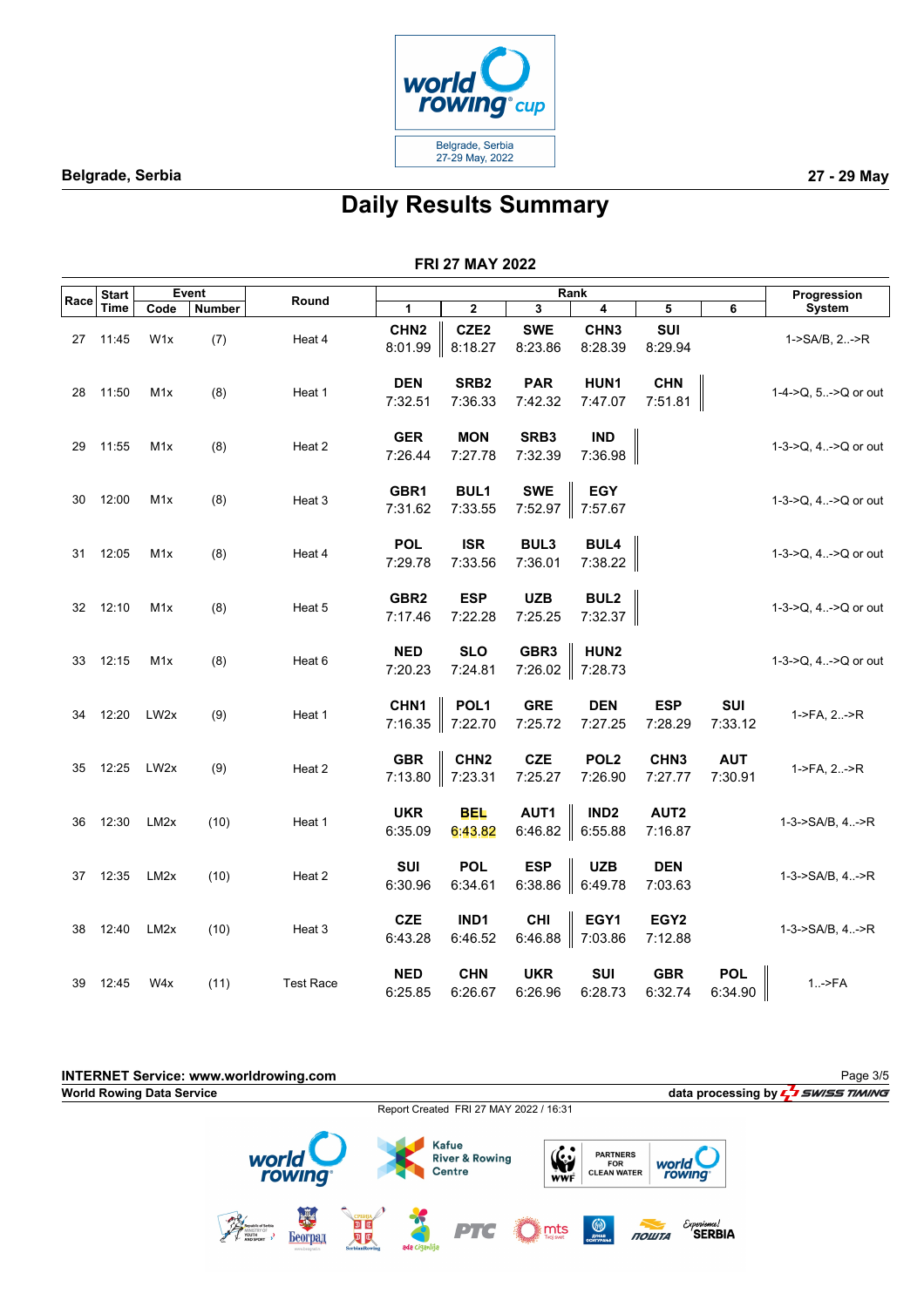# Daily Results Summary

Belgrade, Serbia — 27 - 29 May

## FRI 27 MAY 2022

| Race | Start Time | Event Code | Event Number | Round | Rank 1 | Rank 2 | Rank 3 | Rank 4 | Rank 5 | Rank 6 | Progression System |
|---|---|---|---|---|---|---|---|---|---|---|---|
| 27 | 11:45 | W1x | (7) | Heat 4 | CHN2 8:01.99 | CZE2 8:18.27 | SWE 8:23.86 | CHN3 8:28.39 | SUI 8:29.94 | | 1->SA/B, 2..->R |
| 28 | 11:50 | M1x | (8) | Heat 1 | DEN 7:32.51 | SRB2 7:36.33 | PAR 7:42.32 | HUN1 7:47.07 | CHN 7:51.81 | | 1-4->Q, 5..->Q or out |
| 29 | 11:55 | M1x | (8) | Heat 2 | GER 7:26.44 | MON 7:27.78 | SRB3 7:32.39 | IND 7:36.98 | | | 1-3->Q, 4..->Q or out |
| 30 | 12:00 | M1x | (8) | Heat 3 | GBR1 7:31.62 | BUL1 7:33.55 | SWE 7:52.97 | EGY 7:57.67 | | | 1-3->Q, 4..->Q or out |
| 31 | 12:05 | M1x | (8) | Heat 4 | POL 7:29.78 | ISR 7:33.56 | BUL3 7:36.01 | BUL4 7:38.22 | | | 1-3->Q, 4..->Q or out |
| 32 | 12:10 | M1x | (8) | Heat 5 | GBR2 7:17.46 | ESP 7:22.28 | UZB 7:25.25 | BUL2 7:32.37 | | | 1-3->Q, 4..->Q or out |
| 33 | 12:15 | M1x | (8) | Heat 6 | NED 7:20.23 | SLO 7:24.81 | GBR3 7:26.02 | HUN2 7:28.73 | | | 1-3->Q, 4..->Q or out |
| 34 | 12:20 | LW2x | (9) | Heat 1 | CHN1 7:16.35 | POL1 7:22.70 | GRE 7:25.72 | DEN 7:27.25 | ESP 7:28.29 | SUI 7:33.12 | 1->FA, 2..->R |
| 35 | 12:25 | LW2x | (9) | Heat 2 | GBR 7:13.80 | CHN2 7:23.31 | CZE 7:25.27 | POL2 7:26.90 | CHN3 7:27.77 | AUT 7:30.91 | 1->FA, 2..->R |
| 36 | 12:30 | LM2x | (10) | Heat 1 | UKR 6:35.09 | BEL 6:43.82 | AUT1 6:46.82 | IND2 6:55.88 | AUT2 7:16.87 | | 1-3->SA/B, 4..->R |
| 37 | 12:35 | LM2x | (10) | Heat 2 | SUI 6:30.96 | POL 6:34.61 | ESP 6:38.86 | UZB 6:49.78 | DEN 7:03.63 | | 1-3->SA/B, 4..->R |
| 38 | 12:40 | LM2x | (10) | Heat 3 | CZE 6:43.28 | IND1 6:46.52 | CHI 6:46.88 | EGY1 7:03.86 | EGY2 7:12.88 | | 1-3->SA/B, 4..->R |
| 39 | 12:45 | W4x | (11) | Test Race | NED 6:25.85 | CHN 6:26.67 | UKR 6:26.96 | SUI 6:28.73 | GBR 6:32.74 | POL 6:34.90 | 1..->FA |

INTERNET Service: www.worldrowing.com

World Rowing Data Service — data processing by SWISS TIMING

Report Created FRI 27 MAY 2022 / 16:31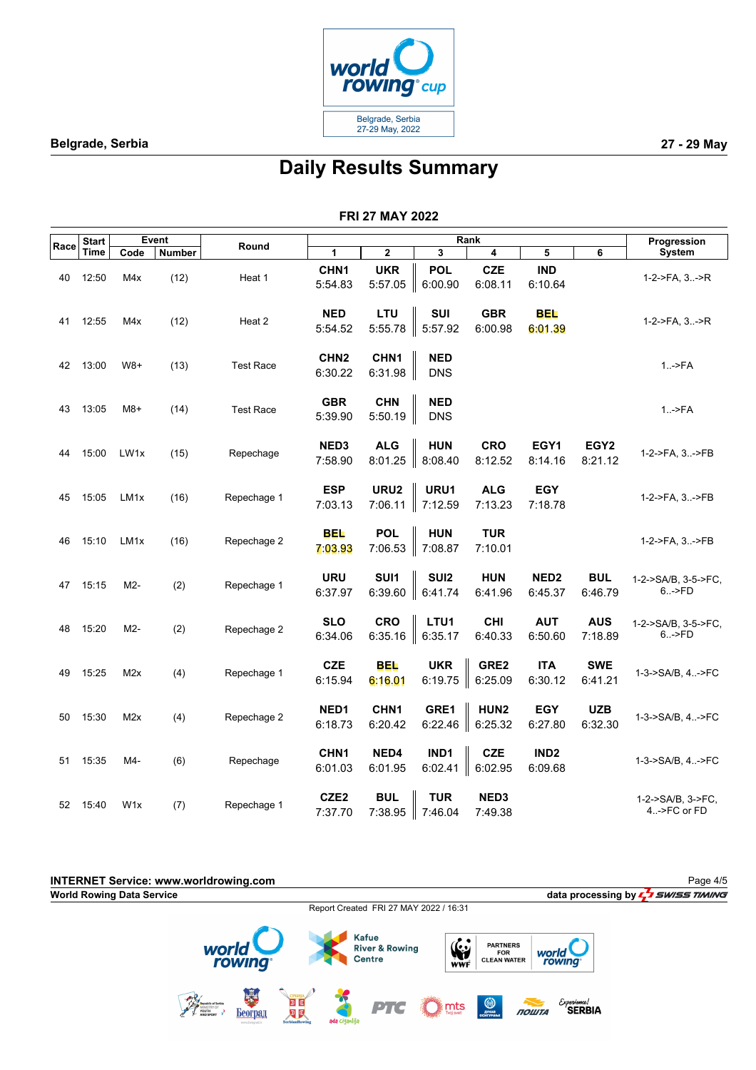## Daily Results Summary

### FRI 27 MAY 2022

| Race | Start Time | Event Code | Event Number | Round | Rank 1 | Rank 2 | Rank 3 | Rank 4 | Rank 5 | Rank 6 | Progression System |
|---|---|---|---|---|---|---|---|---|---|---|---|
| 40 | 12:50 | M4x | (12) | Heat 1 | CHN1 5:54.83 | UKR 5:57.05 | POL 6:00.90 | CZE 6:08.11 | IND 6:10.64 | | 1-2->FA, 3..->R |
| 41 | 12:55 | M4x | (12) | Heat 2 | NED 5:54.52 | LTU 5:55.78 | SUI 5:57.92 | GBR 6:00.98 | BEL 6:01.39 | | 1-2->FA, 3..->R |
| 42 | 13:00 | W8+ | (13) | Test Race | CHN2 6:30.22 | CHN1 6:31.98 | NED DNS | | | | 1..->FA |
| 43 | 13:05 | M8+ | (14) | Test Race | GBR 5:39.90 | CHN 5:50.19 | NED DNS | | | | 1..->FA |
| 44 | 15:00 | LW1x | (15) | Repechage | NED3 7:58.90 | ALG 8:01.25 | HUN 8:08.40 | CRO 8:12.52 | EGY1 8:14.16 | EGY2 8:21.12 | 1-2->FA, 3..->FB |
| 45 | 15:05 | LM1x | (16) | Repechage 1 | ESP 7:03.13 | URU2 7:06.11 | URU1 7:12.59 | ALG 7:13.23 | EGY 7:18.78 | | 1-2->FA, 3..->FB |
| 46 | 15:10 | LM1x | (16) | Repechage 2 | BEL 7:03.93 | POL 7:06.53 | HUN 7:08.87 | TUR 7:10.01 | | | 1-2->FA, 3..->FB |
| 47 | 15:15 | M2- | (2) | Repechage 1 | URU 6:37.97 | SUI1 6:39.60 | SUI2 6:41.74 | HUN 6:41.96 | NED2 6:45.37 | BUL 6:46.79 | 1-2->SA/B, 3-5->FC, 6..->FD |
| 48 | 15:20 | M2- | (2) | Repechage 2 | SLO 6:34.06 | CRO 6:35.16 | LTU1 6:35.17 | CHI 6:40.33 | AUT 6:50.60 | AUS 7:18.89 | 1-2->SA/B, 3-5->FC, 6..->FD |
| 49 | 15:25 | M2x | (4) | Repechage 1 | CZE 6:15.94 | BEL 6:16.01 | UKR 6:19.75 | GRE2 6:25.09 | ITA 6:30.12 | SWE 6:41.21 | 1-3->SA/B, 4..->FC |
| 50 | 15:30 | M2x | (4) | Repechage 2 | NED1 6:18.73 | CHN1 6:20.42 | GRE1 6:22.46 | HUN2 6:25.32 | EGY 6:27.80 | UZB 6:32.30 | 1-3->SA/B, 4..->FC |
| 51 | 15:35 | M4- | (6) | Repechage | CHN1 6:01.03 | NED4 6:01.95 | IND1 6:02.41 | CZE 6:02.95 | IND2 6:09.68 | | 1-3->SA/B, 4..->FC |
| 52 | 15:40 | W1x | (7) | Repechage 1 | CZE2 7:37.70 | BUL 7:38.95 | TUR 7:46.04 | NED3 7:49.38 | | | 1-2->SA/B, 3->FC, 4..->FC or FD |

INTERNET Service: www.worldrowing.com

World Rowing Data Service

data processing by SWISS TIMING

Report Created FRI 27 MAY 2022 / 16:31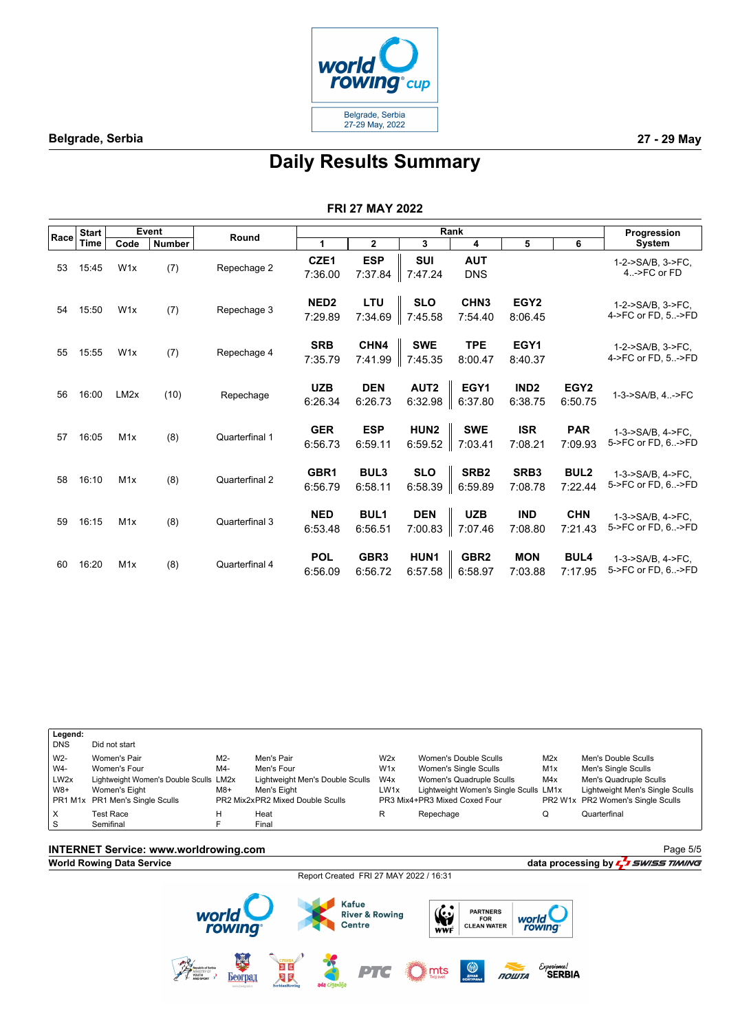Belgrade, Serbia — 27 - 29 May

# Daily Results Summary

## FRI 27 MAY 2022

| Race | Start Time | Event Code | Event Number | Round | Rank 1 | Rank 2 | Rank 3 | Rank 4 | Rank 5 | Rank 6 | Progression System |
|---|---|---|---|---|---|---|---|---|---|---|---|
| 53 | 15:45 | W1x | (7) | Repechage 2 | CZE1 7:36.00 | ESP 7:37.84 | SUI 7:47.24 | AUT DNS | | | 1-2->SA/B, 3->FC, 4..->FC or FD |
| 54 | 15:50 | W1x | (7) | Repechage 3 | NED2 7:29.89 | LTU 7:34.69 | SLO 7:45.58 | CHN3 7:54.40 | EGY2 8:06.45 | | 1-2->SA/B, 3->FC, 4->FC or FD, 5..->FD |
| 55 | 15:55 | W1x | (7) | Repechage 4 | SRB 7:35.79 | CHN4 7:41.99 | SWE 7:45.35 | TPE 8:00.47 | EGY1 8:40.37 | | 1-2->SA/B, 3->FC, 4->FC or FD, 5..->FD |
| 56 | 16:00 | LM2x | (10) | Repechage | UZB 6:26.34 | DEN 6:26.73 | AUT2 6:32.98 | EGY1 6:37.80 | IND2 6:38.75 | EGY2 6:50.75 | 1-3->SA/B, 4..->FC |
| 57 | 16:05 | M1x | (8) | Quarterfinal 1 | GER 6:56.73 | ESP 6:59.11 | HUN2 6:59.52 | SWE 7:03.41 | ISR 7:08.21 | PAR 7:09.93 | 1-3->SA/B, 4->FC, 5->FC or FD, 6..->FD |
| 58 | 16:10 | M1x | (8) | Quarterfinal 2 | GBR1 6:56.79 | BUL3 6:58.11 | SLO 6:58.39 | SRB2 6:59.89 | SRB3 7:08.78 | BUL2 7:22.44 | 1-3->SA/B, 4->FC, 5->FC or FD, 6..->FD |
| 59 | 16:15 | M1x | (8) | Quarterfinal 3 | NED 6:53.48 | BUL1 6:56.51 | DEN 7:00.83 | UZB 7:07.46 | IND 7:08.80 | CHN 7:21.43 | 1-3->SA/B, 4->FC, 5->FC or FD, 6..->FD |
| 60 | 16:20 | M1x | (8) | Quarterfinal 4 | POL 6:56.09 | GBR3 6:56.72 | HUN1 6:57.58 | GBR2 6:58.97 | MON 7:03.88 | BUL4 7:17.95 | 1-3->SA/B, 4->FC, 5->FC or FD, 6..->FD |

**Legend:**

| Code | Description | Code | Description | Code | Description | Code | Description |
|---|---|---|---|---|---|---|---|
| DNS | Did not start | | | | | | |
| W2- | Women's Pair | M2- | Men's Pair | W2x | Women's Double Sculls | M2x | Men's Double Sculls |
| W4- | Women's Four | M4- | Men's Four | W1x | Women's Single Sculls | M1x | Men's Single Sculls |
| LW2x | Lightweight Women's Double Sculls | LM2x | Lightweight Men's Double Sculls | W4x | Women's Quadruple Sculls | M4x | Men's Quadruple Sculls |
| W8+ | Women's Eight | M8+ | Men's Eight | LW1x | Lightweight Women's Single Sculls | LM1x | Lightweight Men's Single Sculls |
| PR1 M1x | PR1 Men's Single Sculls | PR2 Mix2x | PR2 Mixed Double Sculls | PR3 Mix4+ | PR3 Mixed Coxed Four | PR2 W1x | PR2 Women's Single Sculls |
| X | Test Race | H | Heat | R | Repechage | Q | Quarterfinal |
| S | Semifinal | F | Final | | | | |

INTERNET Service: www.worldrowing.com

World Rowing Data Service — data processing by SWISS TIMING

Report Created FRI 27 MAY 2022 / 16:31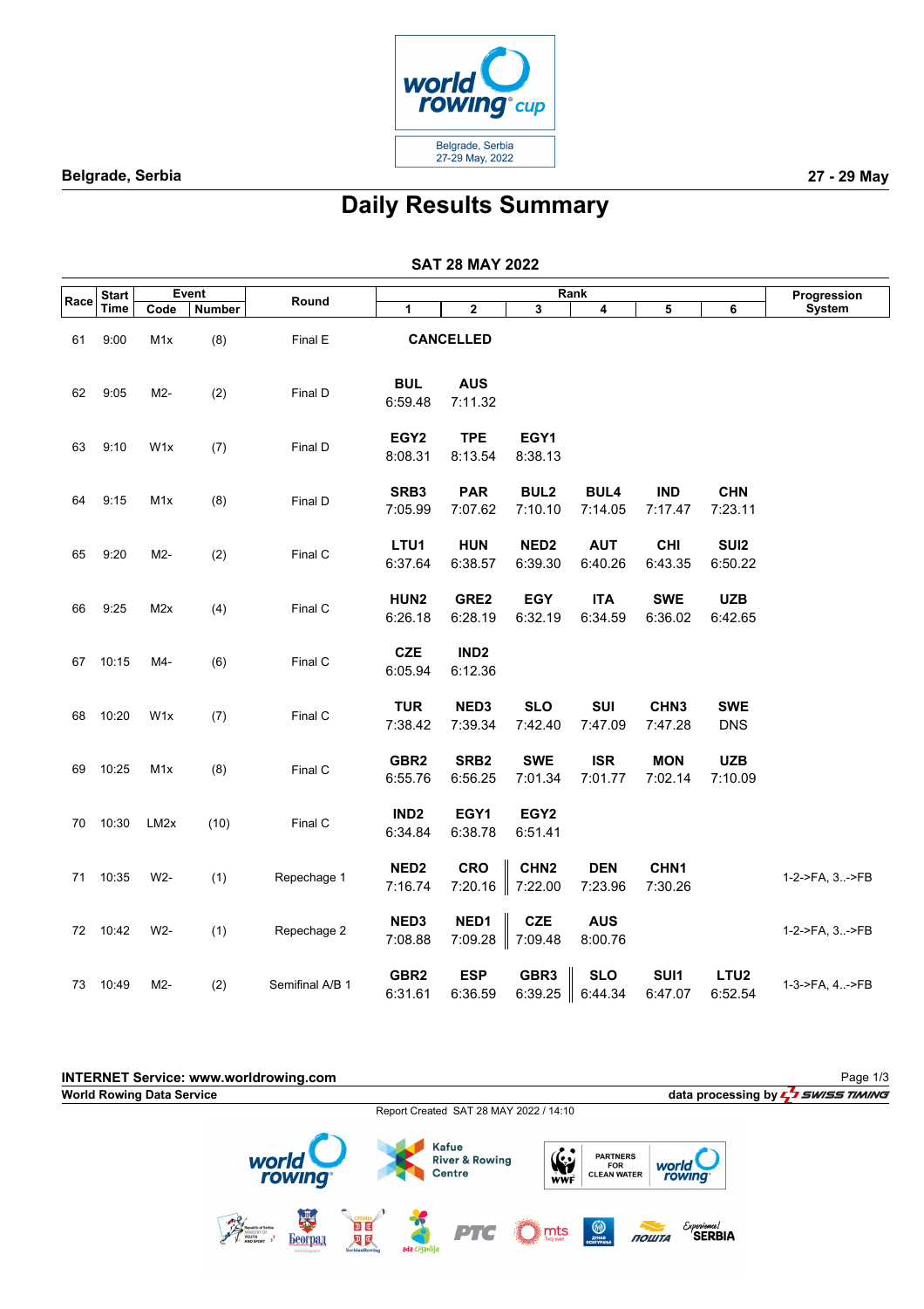# Daily Results Summary

## SAT 28 MAY 2022

| Race | Start Time | Event Code | Event Number | Round | Rank 1 | Rank 2 | Rank 3 | Rank 4 | Rank 5 | Rank 6 | Progression System |
|---|---|---|---|---|---|---|---|---|---|---|---|
| 61 | 9:00 | M1x | (8) | Final E | CANCELLED | | | | | | |
| 62 | 9:05 | M2- | (2) | Final D | **BUL** 6:59.48 | **AUS** 7:11.32 | | | | | |
| 63 | 9:10 | W1x | (7) | Final D | **EGY2** 8:08.31 | **TPE** 8:13.54 | **EGY1** 8:38.13 | | | | |
| 64 | 9:15 | M1x | (8) | Final D | **SRB3** 7:05.99 | **PAR** 7:07.62 | **BUL2** 7:10.10 | **BUL4** 7:14.05 | **IND** 7:17.47 | **CHN** 7:23.11 | |
| 65 | 9:20 | M2- | (2) | Final C | **LTU1** 6:37.64 | **HUN** 6:38.57 | **NED2** 6:39.30 | **AUT** 6:40.26 | **CHI** 6:43.35 | **SUI2** 6:50.22 | |
| 66 | 9:25 | M2x | (4) | Final C | **HUN2** 6:26.18 | **GRE2** 6:28.19 | **EGY** 6:32.19 | **ITA** 6:34.59 | **SWE** 6:36.02 | **UZB** 6:42.65 | |
| 67 | 10:15 | M4- | (6) | Final C | **CZE** 6:05.94 | **IND2** 6:12.36 | | | | | |
| 68 | 10:20 | W1x | (7) | Final C | **TUR** 7:38.42 | **NED3** 7:39.34 | **SLO** 7:42.40 | **SUI** 7:47.09 | **CHN3** 7:47.28 | **SWE** DNS | |
| 69 | 10:25 | M1x | (8) | Final C | **GBR2** 6:55.76 | **SRB2** 6:56.25 | **SWE** 7:01.34 | **ISR** 7:01.77 | **MON** 7:02.14 | **UZB** 7:10.09 | |
| 70 | 10:30 | LM2x | (10) | Final C | **IND2** 6:34.84 | **EGY1** 6:38.78 | **EGY2** 6:51.41 | | | | |
| 71 | 10:35 | W2- | (1) | Repechage 1 | **NED2** 7:16.74 | **CRO** 7:20.16 | **CHN2** 7:22.00 | **DEN** 7:23.96 | **CHN1** 7:30.26 | | 1-2->FA, 3..->FB |
| 72 | 10:42 | W2- | (1) | Repechage 2 | **NED3** 7:08.88 | **NED1** 7:09.28 | **CZE** 7:09.48 | **AUS** 8:00.76 | | | 1-2->FA, 3..->FB |
| 73 | 10:49 | M2- | (2) | Semifinal A/B 1 | **GBR2** 6:31.61 | **ESP** 6:36.59 | **GBR3** 6:39.25 | **SLO** 6:44.34 | **SUI1** 6:47.07 | **LTU2** 6:52.54 | 1-3->FA, 4..->FB |

Report Created SAT 28 MAY 2022 / 14:10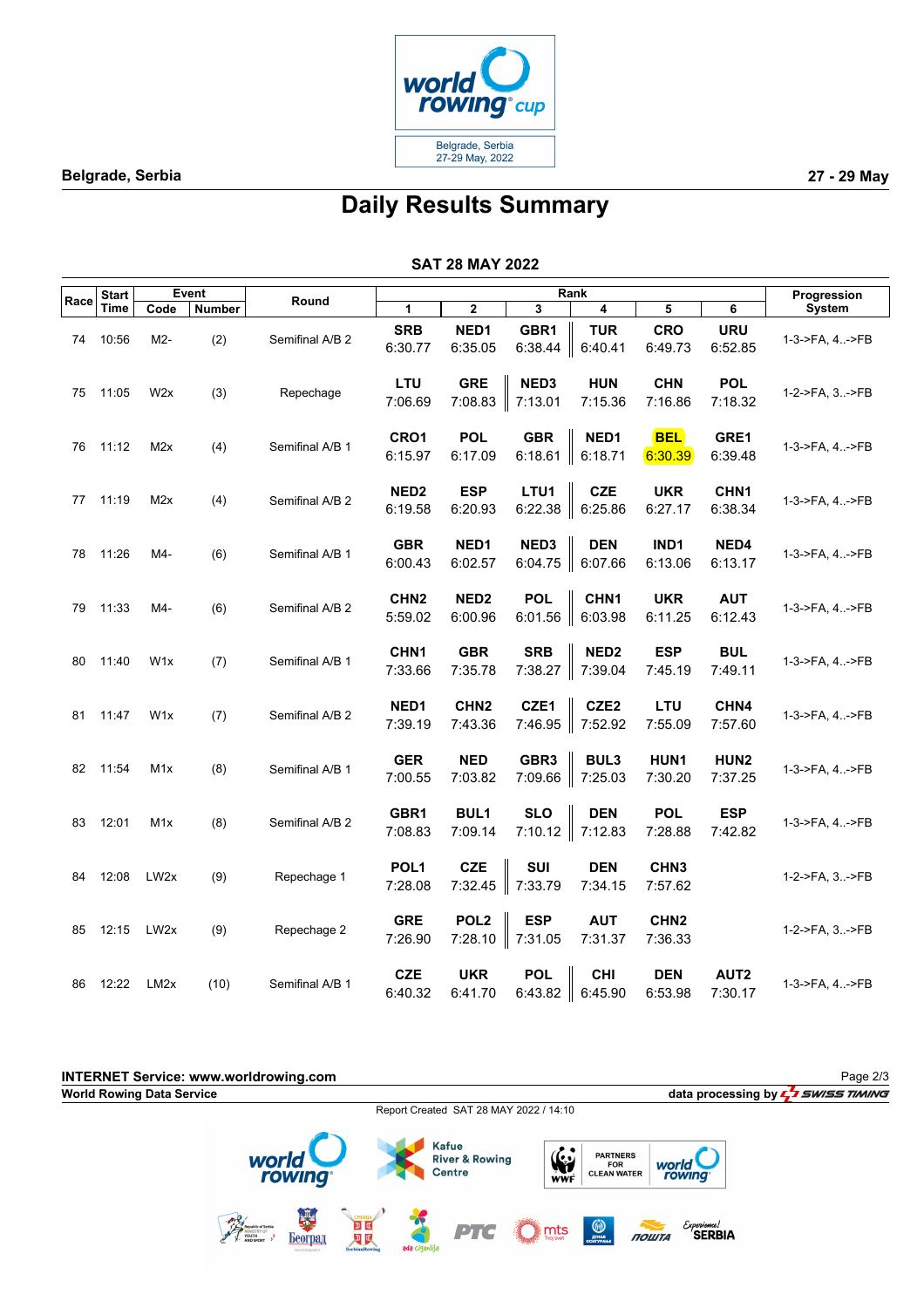Belgrade, Serbia

27 - 29 May

# Daily Results Summary

## SAT 28 MAY 2022

| Race | Start Time | Event Code | Event Number | Round | Rank 1 | Rank 2 | Rank 3 | Rank 4 | Rank 5 | Rank 6 | Progression System |
|---|---|---|---|---|---|---|---|---|---|---|---|
| 74 | 10:56 | M2- | (2) | Semifinal A/B 2 | SRB 6:30.77 | NED1 6:35.05 | GBR1 6:38.44 | TUR 6:40.41 | CRO 6:49.73 | URU 6:52.85 | 1-3->FA, 4..->FB |
| 75 | 11:05 | W2x | (3) | Repechage | LTU 7:06.69 | GRE 7:08.83 | NED3 7:13.01 | HUN 7:15.36 | CHN 7:16.86 | POL 7:18.32 | 1-2->FA, 3..->FB |
| 76 | 11:12 | M2x | (4) | Semifinal A/B 1 | CRO1 6:15.97 | POL 6:17.09 | GBR 6:18.61 | NED1 6:18.71 | BEL 6:30.39 | GRE1 6:39.48 | 1-3->FA, 4..->FB |
| 77 | 11:19 | M2x | (4) | Semifinal A/B 2 | NED2 6:19.58 | ESP 6:20.93 | LTU1 6:22.38 | CZE 6:25.86 | UKR 6:27.17 | CHN1 6:38.34 | 1-3->FA, 4..->FB |
| 78 | 11:26 | M4- | (6) | Semifinal A/B 1 | GBR 6:00.43 | NED1 6:02.57 | NED3 6:04.75 | DEN 6:07.66 | IND1 6:13.06 | NED4 6:13.17 | 1-3->FA, 4..->FB |
| 79 | 11:33 | M4- | (6) | Semifinal A/B 2 | CHN2 5:59.02 | NED2 6:00.96 | POL 6:01.56 | CHN1 6:03.98 | UKR 6:11.25 | AUT 6:12.43 | 1-3->FA, 4..->FB |
| 80 | 11:40 | W1x | (7) | Semifinal A/B 1 | CHN1 7:33.66 | GBR 7:35.78 | SRB 7:38.27 | NED2 7:39.04 | ESP 7:45.19 | BUL 7:49.11 | 1-3->FA, 4..->FB |
| 81 | 11:47 | W1x | (7) | Semifinal A/B 2 | NED1 7:39.19 | CHN2 7:43.36 | CZE1 7:46.95 | CZE2 7:52.92 | LTU 7:55.09 | CHN4 7:57.60 | 1-3->FA, 4..->FB |
| 82 | 11:54 | M1x | (8) | Semifinal A/B 1 | GER 7:00.55 | NED 7:03.82 | GBR3 7:09.66 | BUL3 7:25.03 | HUN1 7:30.20 | HUN2 7:37.25 | 1-3->FA, 4..->FB |
| 83 | 12:01 | M1x | (8) | Semifinal A/B 2 | GBR1 7:08.83 | BUL1 7:09.14 | SLO 7:10.12 | DEN 7:12.83 | POL 7:28.88 | ESP 7:42.82 | 1-3->FA, 4..->FB |
| 84 | 12:08 | LW2x | (9) | Repechage 1 | POL1 7:28.08 | CZE 7:32.45 | SUI 7:33.79 | DEN 7:34.15 | CHN3 7:57.62 | | 1-2->FA, 3..->FB |
| 85 | 12:15 | LW2x | (9) | Repechage 2 | GRE 7:26.90 | POL2 7:28.10 | ESP 7:31.05 | AUT 7:31.37 | CHN2 7:36.33 | | 1-2->FA, 3..->FB |
| 86 | 12:22 | LM2x | (10) | Semifinal A/B 1 | CZE 6:40.32 | UKR 6:41.70 | POL 6:43.82 | CHI 6:45.90 | DEN 6:53.98 | AUT2 7:30.17 | 1-3->FA, 4..->FB |

**INTERNET Service: www.worldrowing.com**

**World Rowing Data Service**

**data processing by SWISS TIMING**

Report Created SAT 28 MAY 2022 / 14:10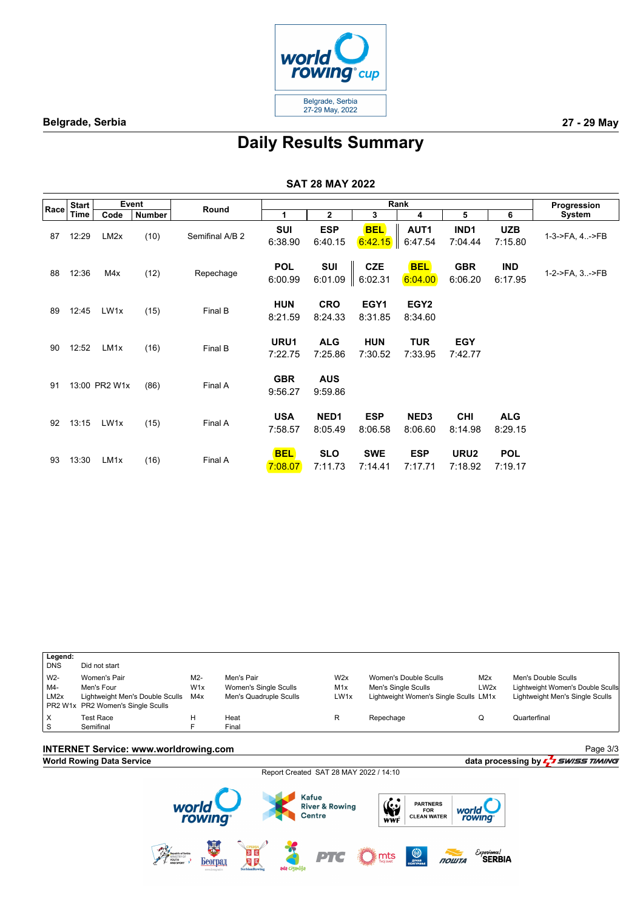Belgrade, Serbia

27-29 May, 2022

**Belgrade, Serbia** **27 - 29 May**

# Daily Results Summary

## SAT 28 MAY 2022

| Race | Start Time | Event Code | Event Number | Round | Rank 1 | Rank 2 | Rank 3 | Rank 4 | Rank 5 | Rank 6 | Progression System |
|---|---|---|---|---|---|---|---|---|---|---|---|
| 87 | 12:29 | LM2x | (10) | Semifinal A/B 2 | **SUI** 6:38.90 | **ESP** 6:40.15 | **BEL** 6:42.15 | **AUT1** 6:47.54 | **IND1** 7:04.44 | **UZB** 7:15.80 | 1-3->FA, 4..->FB |
| 88 | 12:36 | M4x | (12) | Repechage | **POL** 6:00.99 | **SUI** 6:01.09 | **CZE** 6:02.31 | **BEL** 6:04.00 | **GBR** 6:06.20 | **IND** 6:17.95 | 1-2->FA, 3..->FB |
| 89 | 12:45 | LW1x | (15) | Final B | **HUN** 8:21.59 | **CRO** 8:24.33 | **EGY1** 8:31.85 | **EGY2** 8:34.60 | | | |
| 90 | 12:52 | LM1x | (16) | Final B | **URU1** 7:22.75 | **ALG** 7:25.86 | **HUN** 7:30.52 | **TUR** 7:33.95 | **EGY** 7:42.77 | | |
| 91 | 13:00 | PR2 W1x | (86) | Final A | **GBR** 9:56.27 | **AUS** 9:59.86 | | | | | |
| 92 | 13:15 | LW1x | (15) | Final A | **USA** 7:58.57 | **NED1** 8:05.49 | **ESP** 8:06.58 | **NED3** 8:06.60 | **CHI** 8:14.98 | **ALG** 8:29.15 | |
| 93 | 13:30 | LM1x | (16) | Final A | **BEL** 7:08.07 | **SLO** 7:11.73 | **SWE** 7:14.41 | **ESP** 7:17.71 | **URU2** 7:18.92 | **POL** 7:19.17 | |

**Legend:**

| | | | | | | | |
|---|---|---|---|---|---|---|---|
| DNS | Did not start | | | | | | |
| W2- | Women's Pair | M2- | Men's Pair | W2x | Women's Double Sculls | M2x | Men's Double Sculls |
| M4- | Men's Four | W1x | Women's Single Sculls | M1x | Men's Single Sculls | LW2x | Lightweight Women's Double Sculls |
| LM2x | Lightweight Men's Double Sculls | M4x | Men's Quadruple Sculls | LW1x | Lightweight Women's Single Sculls | LM1x | Lightweight Men's Single Sculls |
| PR2 W1x | PR2 Women's Single Sculls | | | | | | |
| X | Test Race | H | Heat | R | Repechage | Q | Quarterfinal |
| S | Semifinal | F | Final | | | | |

**INTERNET Service: www.worldrowing.com**

**World Rowing Data Service** **data processing by SWISS TIMING**

Report Created SAT 28 MAY 2022 / 14:10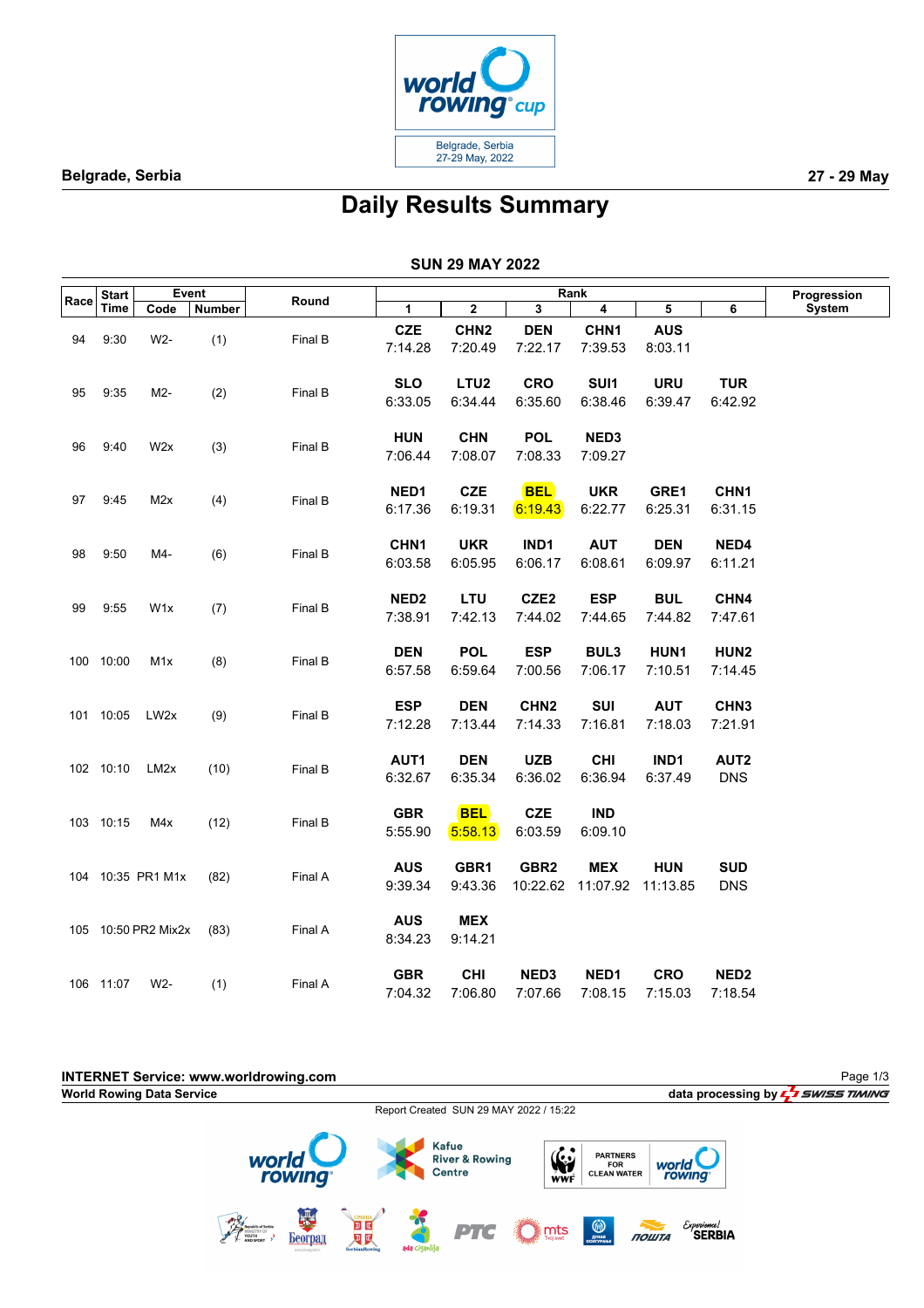# Daily Results Summary

Belgrade, Serbia — 27 - 29 May

## SUN 29 MAY 2022

| Race | Start Time | Event Code | Event Number | Round | Rank 1 | Rank 2 | Rank 3 | Rank 4 | Rank 5 | Rank 6 | Progression System |
|---|---|---|---|---|---|---|---|---|---|---|---|
| 94 | 9:30 | W2- | (1) | Final B | CZE 7:14.28 | CHN2 7:20.49 | DEN 7:22.17 | CHN1 7:39.53 | AUS 8:03.11 | | |
| 95 | 9:35 | M2- | (2) | Final B | SLO 6:33.05 | LTU2 6:34.44 | CRO 6:35.60 | SUI1 6:38.46 | URU 6:39.47 | TUR 6:42.92 | |
| 96 | 9:40 | W2x | (3) | Final B | HUN 7:06.44 | CHN 7:08.07 | POL 7:08.33 | NED3 7:09.27 | | | |
| 97 | 9:45 | M2x | (4) | Final B | NED1 6:17.36 | CZE 6:19.31 | BEL 6:19.43 | UKR 6:22.77 | GRE1 6:25.31 | CHN1 6:31.15 | |
| 98 | 9:50 | M4- | (6) | Final B | CHN1 6:03.58 | UKR 6:05.95 | IND1 6:06.17 | AUT 6:08.61 | DEN 6:09.97 | NED4 6:11.21 | |
| 99 | 9:55 | W1x | (7) | Final B | NED2 7:38.91 | LTU 7:42.13 | CZE2 7:44.02 | ESP 7:44.65 | BUL 7:44.82 | CHN4 7:47.61 | |
| 100 | 10:00 | M1x | (8) | Final B | DEN 6:57.58 | POL 6:59.64 | ESP 7:00.56 | BUL3 7:06.17 | HUN1 7:10.51 | HUN2 7:14.45 | |
| 101 | 10:05 | LW2x | (9) | Final B | ESP 7:12.28 | DEN 7:13.44 | CHN2 7:14.33 | SUI 7:16.81 | AUT 7:18.03 | CHN3 7:21.91 | |
| 102 | 10:10 | LM2x | (10) | Final B | AUT1 6:32.67 | DEN 6:35.34 | UZB 6:36.02 | CHI 6:36.94 | IND1 6:37.49 | AUT2 DNS | |
| 103 | 10:15 | M4x | (12) | Final B | GBR 5:55.90 | BEL 5:58.13 | CZE 6:03.59 | IND 6:09.10 | | | |
| 104 | 10:35 | PR1 M1x | (82) | Final A | AUS 9:39.34 | GBR1 9:43.36 | GBR2 10:22.62 | MEX 11:07.92 | HUN 11:13.85 | SUD DNS | |
| 105 | 10:50 | PR2 Mix2x | (83) | Final A | AUS 8:34.23 | MEX 9:14.21 | | | | | |
| 106 | 11:07 | W2- | (1) | Final A | GBR 7:04.32 | CHI 7:06.80 | NED3 7:07.66 | NED1 7:08.15 | CRO 7:15.03 | NED2 7:18.54 | |

INTERNET Service: www.worldrowing.com

World Rowing Data Service — data processing by SWISS TIMING

Report Created SUN 29 MAY 2022 / 15:22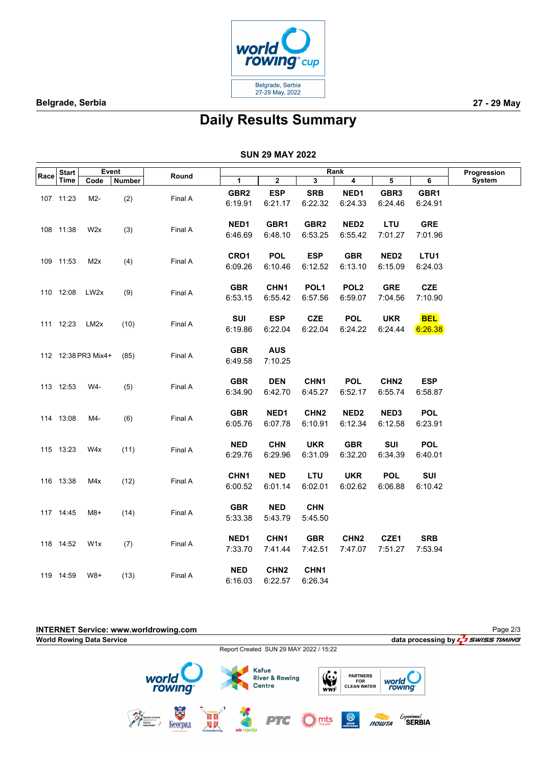**Belgrade, Serbia** **27 - 29 May**

# Daily Results Summary

## SUN 29 MAY 2022

| Race | Start Time | Event Code | Event Number | Round | Rank 1 | Rank 2 | Rank 3 | Rank 4 | Rank 5 | Rank 6 | Progression System |
|---|---|---|---|---|---|---|---|---|---|---|---|
| 107 | 11:23 | M2- | (2) | Final A | GBR2 6:19.91 | ESP 6:21.17 | SRB 6:22.32 | NED1 6:24.33 | GBR3 6:24.46 | GBR1 6:24.91 | |
| 108 | 11:38 | W2x | (3) | Final A | NED1 6:46.69 | GBR1 6:48.10 | GBR2 6:53.25 | NED2 6:55.42 | LTU 7:01.27 | GRE 7:01.96 | |
| 109 | 11:53 | M2x | (4) | Final A | CRO1 6:09.26 | POL 6:10.46 | ESP 6:12.52 | GBR 6:13.10 | NED2 6:15.09 | LTU1 6:24.03 | |
| 110 | 12:08 | LW2x | (9) | Final A | GBR 6:53.15 | CHN1 6:55.42 | POL1 6:57.56 | POL2 6:59.07 | GRE 7:04.56 | CZE 7:10.90 | |
| 111 | 12:23 | LM2x | (10) | Final A | SUI 6:19.86 | ESP 6:22.04 | CZE 6:22.04 | POL 6:24.22 | UKR 6:24.44 | BEL 6:26.38 | |
| 112 | 12:38 | PR3 Mix4+ | (85) | Final A | GBR 6:49.58 | AUS 7:10.25 | | | | | |
| 113 | 12:53 | W4- | (5) | Final A | GBR 6:34.90 | DEN 6:42.70 | CHN1 6:45.27 | POL 6:52.17 | CHN2 6:55.74 | ESP 6:58.87 | |
| 114 | 13:08 | M4- | (6) | Final A | GBR 6:05.76 | NED1 6:07.78 | CHN2 6:10.91 | NED2 6:12.34 | NED3 6:12.58 | POL 6:23.91 | |
| 115 | 13:23 | W4x | (11) | Final A | NED 6:29.76 | CHN 6:29.96 | UKR 6:31.09 | GBR 6:32.20 | SUI 6:34.39 | POL 6:40.01 | |
| 116 | 13:38 | M4x | (12) | Final A | CHN1 6:00.52 | NED 6:01.14 | LTU 6:02.01 | UKR 6:02.62 | POL 6:06.88 | SUI 6:10.42 | |
| 117 | 14:45 | M8+ | (14) | Final A | GBR 5:33.38 | NED 5:43.79 | CHN 5:45.50 | | | | |
| 118 | 14:52 | W1x | (7) | Final A | NED1 7:33.70 | CHN1 7:41.44 | GBR 7:42.51 | CHN2 7:47.07 | CZE1 7:51.27 | SRB 7:53.94 | |
| 119 | 14:59 | W8+ | (13) | Final A | NED 6:16.03 | CHN2 6:22.57 | CHN1 6:26.34 | | | | |

**INTERNET Service: www.worldrowing.com**
**World Rowing Data Service** **data processing by SWISS TIMING**

Report Created SUN 29 MAY 2022 / 15:22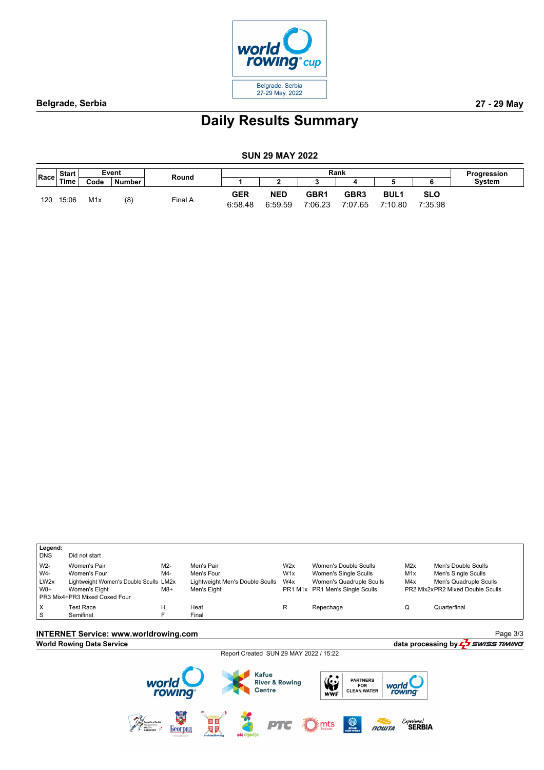Belgrade, Serbia

27-29 May, 2022

**Belgrade, Serbia** **27 - 29 May**

# Daily Results Summary

## SUN 29 MAY 2022

| Race | Start Time | Event Code | Event Number | Round | Rank 1 | Rank 2 | Rank 3 | Rank 4 | Rank 5 | Rank 6 | Progression System |
|---|---|---|---|---|---|---|---|---|---|---|---|
| 120 | 15:06 | M1x | (8) | Final A | GER 6:58.48 | NED 6:59.59 | GBR1 7:06.23 | GBR3 7:07.65 | BUL1 7:10.80 | SLO 7:35.98 | |

**Legend:**

| | | | | | | | |
|---|---|---|---|---|---|---|---|
| DNS | Did not start | | | | | | |
| W2- | Women's Pair | M2- | Men's Pair | W2x | Women's Double Sculls | M2x | Men's Double Sculls |
| W4- | Women's Four | M4- | Men's Four | W1x | Women's Single Sculls | M1x | Men's Single Sculls |
| LW2x | Lightweight Women's Double Sculls | LM2x | Lightweight Men's Double Sculls | W4x | Women's Quadruple Sculls | M4x | Men's Quadruple Sculls |
| W8+ | Women's Eight | M8+ | Men's Eight | PR1 M1x | PR1 Men's Single Sculls | PR2 Mix2x | PR2 Mixed Double Sculls |
| PR3 Mix4+ | PR3 Mixed Coxed Four | | | | | | |
| X | Test Race | H | Heat | R | Repechage | Q | Quarterfinal |
| S | Semifinal | F | Final | | | | |

**INTERNET Service: www.worldrowing.com**

**World Rowing Data Service** **data processing by SWISS TIMING**

Report Created SUN 29 MAY 2022 / 15:22